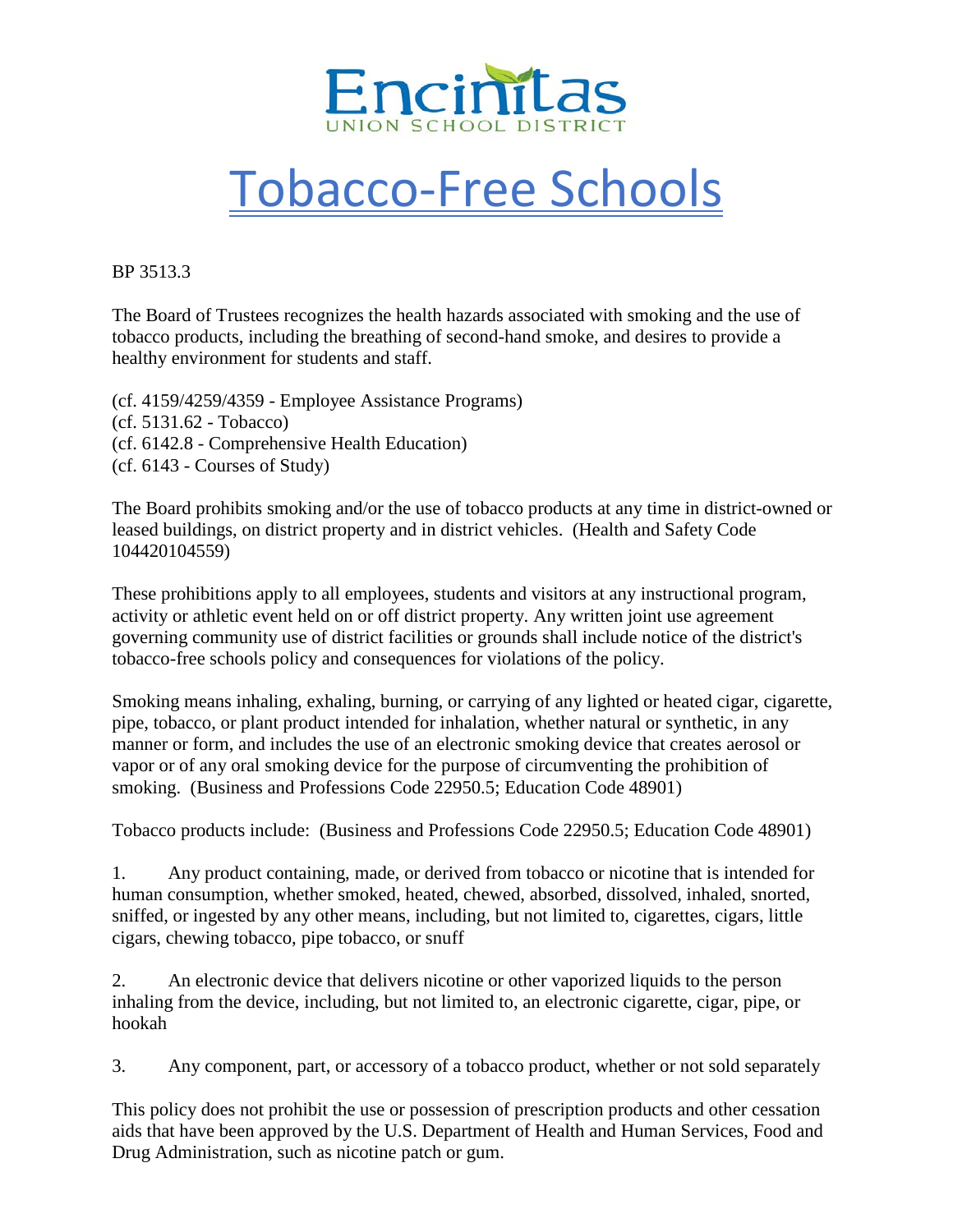Encinitas
UNION SCHOOL DISTRICT

# Tobacco-Free Schools

BP 3513.3

The Board of Trustees recognizes the health hazards associated with smoking and the use of tobacco products, including the breathing of second-hand smoke, and desires to provide a healthy environment for students and staff.

(cf. 4159/4259/4359 - Employee Assistance Programs)
(cf. 5131.62 - Tobacco)
(cf. 6142.8 - Comprehensive Health Education)
(cf. 6143 - Courses of Study)

The Board prohibits smoking and/or the use of tobacco products at any time in district-owned or leased buildings, on district property and in district vehicles. (Health and Safety Code 104420104559)

These prohibitions apply to all employees, students and visitors at any instructional program, activity or athletic event held on or off district property. Any written joint use agreement governing community use of district facilities or grounds shall include notice of the district's tobacco-free schools policy and consequences for violations of the policy.

Smoking means inhaling, exhaling, burning, or carrying of any lighted or heated cigar, cigarette, pipe, tobacco, or plant product intended for inhalation, whether natural or synthetic, in any manner or form, and includes the use of an electronic smoking device that creates aerosol or vapor or of any oral smoking device for the purpose of circumventing the prohibition of smoking. (Business and Professions Code 22950.5; Education Code 48901)

Tobacco products include: (Business and Professions Code 22950.5; Education Code 48901)

1. Any product containing, made, or derived from tobacco or nicotine that is intended for human consumption, whether smoked, heated, chewed, absorbed, dissolved, inhaled, snorted, sniffed, or ingested by any other means, including, but not limited to, cigarettes, cigars, little cigars, chewing tobacco, pipe tobacco, or snuff

2. An electronic device that delivers nicotine or other vaporized liquids to the person inhaling from the device, including, but not limited to, an electronic cigarette, cigar, pipe, or hookah

3. Any component, part, or accessory of a tobacco product, whether or not sold separately

This policy does not prohibit the use or possession of prescription products and other cessation aids that have been approved by the U.S. Department of Health and Human Services, Food and Drug Administration, such as nicotine patch or gum.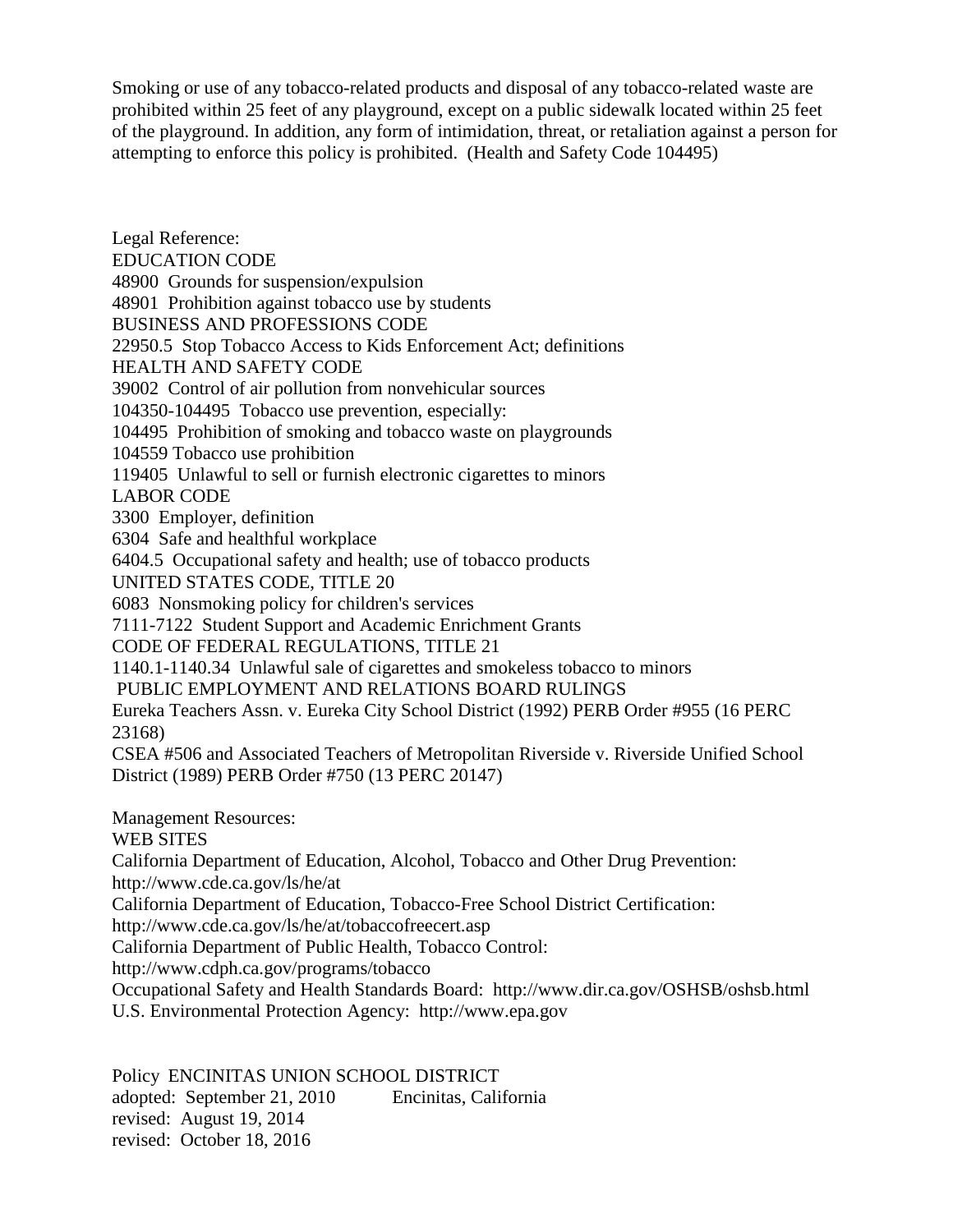Smoking or use of any tobacco-related products and disposal of any tobacco-related waste are prohibited within 25 feet of any playground, except on a public sidewalk located within 25 feet of the playground. In addition, any form of intimidation, threat, or retaliation against a person for attempting to enforce this policy is prohibited. (Health and Safety Code 104495)

Legal Reference:
EDUCATION CODE
48900 Grounds for suspension/expulsion
48901 Prohibition against tobacco use by students
BUSINESS AND PROFESSIONS CODE
22950.5 Stop Tobacco Access to Kids Enforcement Act; definitions
HEALTH AND SAFETY CODE
39002 Control of air pollution from nonvehicular sources
104350-104495 Tobacco use prevention, especially:
104495 Prohibition of smoking and tobacco waste on playgrounds
104559 Tobacco use prohibition
119405 Unlawful to sell or furnish electronic cigarettes to minors
LABOR CODE
3300 Employer, definition
6304 Safe and healthful workplace
6404.5 Occupational safety and health; use of tobacco products
UNITED STATES CODE, TITLE 20
6083 Nonsmoking policy for children's services
7111-7122 Student Support and Academic Enrichment Grants
CODE OF FEDERAL REGULATIONS, TITLE 21
1140.1-1140.34 Unlawful sale of cigarettes and smokeless tobacco to minors
PUBLIC EMPLOYMENT AND RELATIONS BOARD RULINGS
Eureka Teachers Assn. v. Eureka City School District (1992) PERB Order #955 (16 PERC 23168)
CSEA #506 and Associated Teachers of Metropolitan Riverside v. Riverside Unified School District (1989) PERB Order #750 (13 PERC 20147)

Management Resources:
WEB SITES
California Department of Education, Alcohol, Tobacco and Other Drug Prevention: http://www.cde.ca.gov/ls/he/at
California Department of Education, Tobacco-Free School District Certification: http://www.cde.ca.gov/ls/he/at/tobaccofreecert.asp
California Department of Public Health, Tobacco Control: http://www.cdph.ca.gov/programs/tobacco
Occupational Safety and Health Standards Board: http://www.dir.ca.gov/OSHSB/oshsb.html
U.S. Environmental Protection Agency: http://www.epa.gov

Policy ENCINITAS UNION SCHOOL DISTRICT
adopted: September 21, 2010 Encinitas, California
revised: August 19, 2014
revised: October 18, 2016